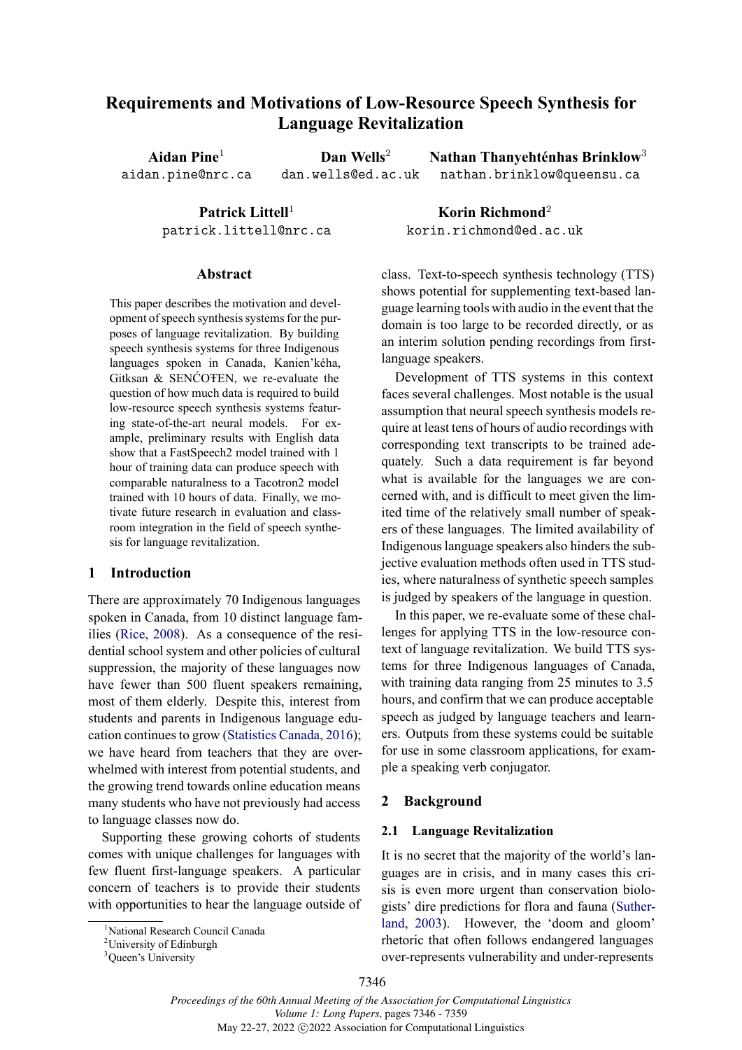# Requirements and Motivations of Low-Resource Speech Synthesis for Language Revitalization

**Aidan Pine**[1] aidan.pine@nrc.ca

**Dan Wells**[2] dan.wells@ed.ac.uk

**Nathan Thanyehténhas Brinklow**[3] nathan.brinklow@queensu.ca

**Patrick Littell**[1] patrick.littell@nrc.ca

**Korin Richmond**[2] korin.richmond@ed.ac.uk

## Abstract

This paper describes the motivation and development of speech synthesis systems for the purposes of language revitalization. By building speech synthesis systems for three Indigenous languages spoken in Canada, Kanien'kéha, Gitksan & SENĆOŦEN, we re-evaluate the question of how much data is required to build low-resource speech synthesis systems featuring state-of-the-art neural models. For example, preliminary results with English data show that a FastSpeech2 model trained with 1 hour of training data can produce speech with comparable naturalness to a Tacotron2 model trained with 10 hours of data. Finally, we motivate future research in evaluation and classroom integration in the field of speech synthesis for language revitalization.

## 1 Introduction

There are approximately 70 Indigenous languages spoken in Canada, from 10 distinct language families (Rice, 2008). As a consequence of the residential school system and other policies of cultural suppression, the majority of these languages now have fewer than 500 fluent speakers remaining, most of them elderly. Despite this, interest from students and parents in Indigenous language education continues to grow (Statistics Canada, 2016); we have heard from teachers that they are overwhelmed with interest from potential students, and the growing trend towards online education means many students who have not previously had access to language classes now do.

Supporting these growing cohorts of students comes with unique challenges for languages with few fluent first-language speakers. A particular concern of teachers is to provide their students with opportunities to hear the language outside of class. Text-to-speech synthesis technology (TTS) shows potential for supplementing text-based language learning tools with audio in the event that the domain is too large to be recorded directly, or as an interim solution pending recordings from first-language speakers.

Development of TTS systems in this context faces several challenges. Most notable is the usual assumption that neural speech synthesis models require at least tens of hours of audio recordings with corresponding text transcripts to be trained adequately. Such a data requirement is far beyond what is available for the languages we are concerned with, and is difficult to meet given the limited time of the relatively small number of speakers of these languages. The limited availability of Indigenous language speakers also hinders the subjective evaluation methods often used in TTS studies, where naturalness of synthetic speech samples is judged by speakers of the language in question.

In this paper, we re-evaluate some of these challenges for applying TTS in the low-resource context of language revitalization. We build TTS systems for three Indigenous languages of Canada, with training data ranging from 25 minutes to 3.5 hours, and confirm that we can produce acceptable speech as judged by language teachers and learners. Outputs from these systems could be suitable for use in some classroom applications, for example a speaking verb conjugator.

## 2 Background

### 2.1 Language Revitalization

It is no secret that the majority of the world's languages are in crisis, and in many cases this crisis is even more urgent than conservation biologists' dire predictions for flora and fauna (Sutherland, 2003). However, the 'doom and gloom' rhetoric that often follows endangered languages over-represents vulnerability and under-represents

[1] National Research Council Canada
[2] University of Edinburgh
[3] Queen's University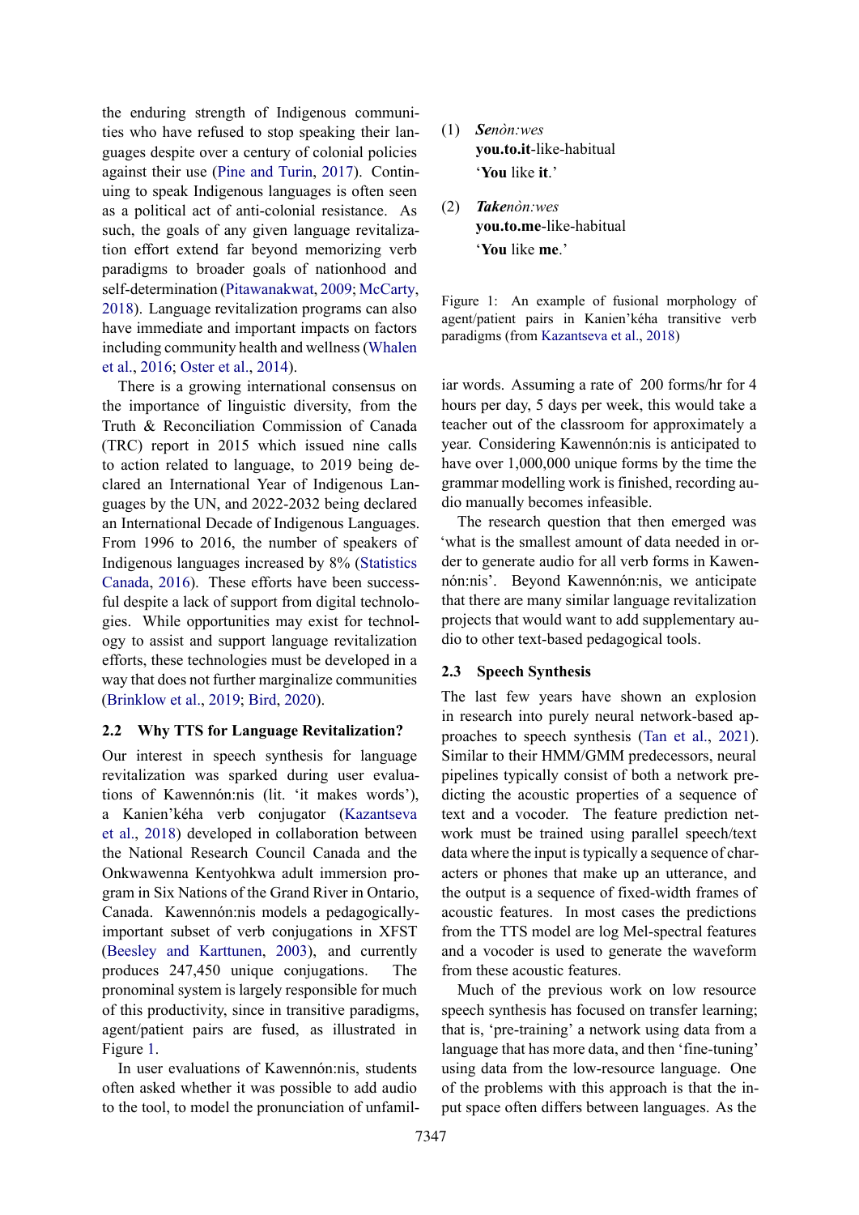the enduring strength of Indigenous communities who have refused to stop speaking their languages despite over a century of colonial policies against their use (Pine and Turin, 2017). Continuing to speak Indigenous languages is often seen as a political act of anti-colonial resistance. As such, the goals of any given language revitalization effort extend far beyond memorizing verb paradigms to broader goals of nationhood and self-determination (Pitawanakwat, 2009; McCarty, 2018). Language revitalization programs can also have immediate and important impacts on factors including community health and wellness (Whalen et al., 2016; Oster et al., 2014).

There is a growing international consensus on the importance of linguistic diversity, from the Truth & Reconciliation Commission of Canada (TRC) report in 2015 which issued nine calls to action related to language, to 2019 being declared an International Year of Indigenous Languages by the UN, and 2022-2032 being declared an International Decade of Indigenous Languages. From 1996 to 2016, the number of speakers of Indigenous languages increased by 8% (Statistics Canada, 2016). These efforts have been successful despite a lack of support from digital technologies. While opportunities may exist for technology to assist and support language revitalization efforts, these technologies must be developed in a way that does not further marginalize communities (Brinklow et al., 2019; Bird, 2020).

## 2.2 Why TTS for Language Revitalization?

Our interest in speech synthesis for language revitalization was sparked during user evaluations of Kawennón:nis (lit. 'it makes words'), a Kanien'kéha verb conjugator (Kazantseva et al., 2018) developed in collaboration between the National Research Council Canada and the Onkwawenna Kentyohkwa adult immersion program in Six Nations of the Grand River in Ontario, Canada. Kawennón:nis models a pedagogically-important subset of verb conjugations in XFST (Beesley and Karttunen, 2003), and currently produces 247,450 unique conjugations. The pronominal system is largely responsible for much of this productivity, since in transitive paradigms, agent/patient pairs are fused, as illustrated in Figure 1.

(1) ***Sen**òn:wes*
**you.to.it**-like-habitual
'**You** like **it**.'

(2) ***Take**nòn:wes*
**you.to.me**-like-habitual
'**You** like **me**.'

Figure 1: An example of fusional morphology of agent/patient pairs in Kanien'kéha transitive verb paradigms (from Kazantseva et al., 2018)

In user evaluations of Kawennón:nis, students often asked whether it was possible to add audio to the tool, to model the pronunciation of unfamiliar words. Assuming a rate of 200 forms/hr for 4 hours per day, 5 days per week, this would take a teacher out of the classroom for approximately a year. Considering Kawennón:nis is anticipated to have over 1,000,000 unique forms by the time the grammar modelling work is finished, recording audio manually becomes infeasible.

The research question that then emerged was 'what is the smallest amount of data needed in order to generate audio for all verb forms in Kawennón:nis'. Beyond Kawennón:nis, we anticipate that there are many similar language revitalization projects that would want to add supplementary audio to other text-based pedagogical tools.

## 2.3 Speech Synthesis

The last few years have shown an explosion in research into purely neural network-based approaches to speech synthesis (Tan et al., 2021). Similar to their HMM/GMM predecessors, neural pipelines typically consist of both a network predicting the acoustic properties of a sequence of text and a vocoder. The feature prediction network must be trained using parallel speech/text data where the input is typically a sequence of characters or phones that make up an utterance, and the output is a sequence of fixed-width frames of acoustic features. In most cases the predictions from the TTS model are log Mel-spectral features and a vocoder is used to generate the waveform from these acoustic features.

Much of the previous work on low resource speech synthesis has focused on transfer learning; that is, 'pre-training' a network using data from a language that has more data, and then 'fine-tuning' using data from the low-resource language. One of the problems with this approach is that the input space often differs between languages. As the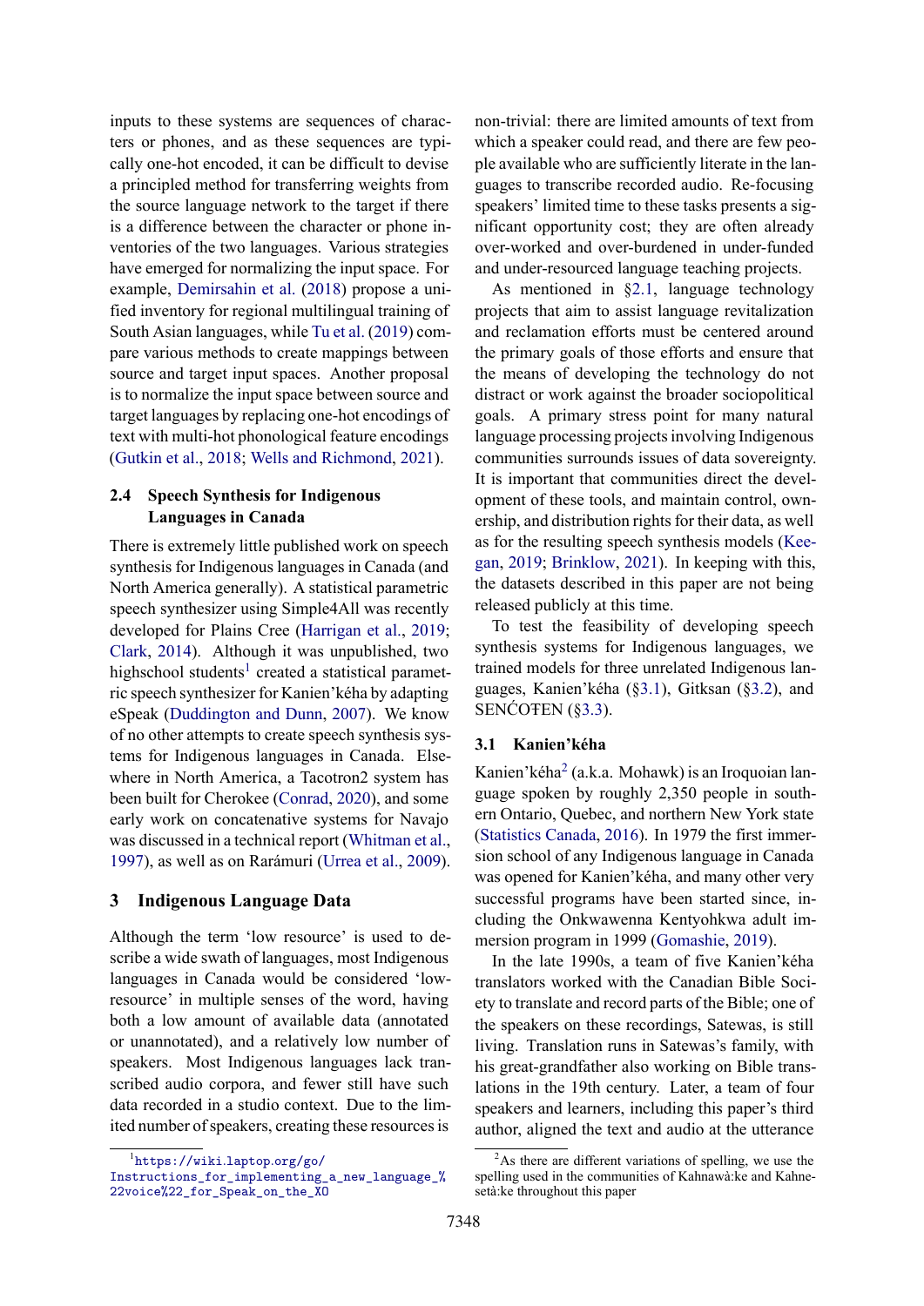inputs to these systems are sequences of characters or phones, and as these sequences are typically one-hot encoded, it can be difficult to devise a principled method for transferring weights from the source language network to the target if there is a difference between the character or phone inventories of the two languages. Various strategies have emerged for normalizing the input space. For example, Demirsahin et al. (2018) propose a unified inventory for regional multilingual training of South Asian languages, while Tu et al. (2019) compare various methods to create mappings between source and target input spaces. Another proposal is to normalize the input space between source and target languages by replacing one-hot encodings of text with multi-hot phonological feature encodings (Gutkin et al., 2018; Wells and Richmond, 2021).

### 2.4 Speech Synthesis for Indigenous Languages in Canada

There is extremely little published work on speech synthesis for Indigenous languages in Canada (and North America generally). A statistical parametric speech synthesizer using Simple4All was recently developed for Plains Cree (Harrigan et al., 2019; Clark, 2014). Although it was unpublished, two highschool students[1] created a statistical parametric speech synthesizer for Kanien'kéha by adapting eSpeak (Duddington and Dunn, 2007). We know of no other attempts to create speech synthesis systems for Indigenous languages in Canada. Elsewhere in North America, a Tacotron2 system has been built for Cherokee (Conrad, 2020), and some early work on concatenative systems for Navajo was discussed in a technical report (Whitman et al., 1997), as well as on Rarámuri (Urrea et al., 2009).

## 3 Indigenous Language Data

Although the term 'low resource' is used to describe a wide swath of languages, most Indigenous languages in Canada would be considered 'low-resource' in multiple senses of the word, having both a low amount of available data (annotated or unannotated), and a relatively low number of speakers. Most Indigenous languages lack transcribed audio corpora, and fewer still have such data recorded in a studio context. Due to the limited number of speakers, creating these resources is non-trivial: there are limited amounts of text from which a speaker could read, and there are few people available who are sufficiently literate in the languages to transcribe recorded audio. Re-focusing speakers' limited time to these tasks presents a significant opportunity cost; they are often already over-worked and over-burdened in under-funded and under-resourced language teaching projects.

As mentioned in §2.1, language technology projects that aim to assist language revitalization and reclamation efforts must be centered around the primary goals of those efforts and ensure that the means of developing the technology do not distract or work against the broader sociopolitical goals. A primary stress point for many natural language processing projects involving Indigenous communities surrounds issues of data sovereignty. It is important that communities direct the development of these tools, and maintain control, ownership, and distribution rights for their data, as well as for the resulting speech synthesis models (Keegan, 2019; Brinklow, 2021). In keeping with this, the datasets described in this paper are not being released publicly at this time.

To test the feasibility of developing speech synthesis systems for Indigenous languages, we trained models for three unrelated Indigenous languages, Kanien'kéha (§3.1), Gitksan (§3.2), and SENĆOŦEN (§3.3).

### 3.1 Kanien'kéha

Kanien'kéha[2] (a.k.a. Mohawk) is an Iroquoian language spoken by roughly 2,350 people in southern Ontario, Quebec, and northern New York state (Statistics Canada, 2016). In 1979 the first immersion school of any Indigenous language in Canada was opened for Kanien'kéha, and many other very successful programs have been started since, including the Onkwawenna Kentyohkwa adult immersion program in 1999 (Gomashie, 2019).

In the late 1990s, a team of five Kanien'kéha translators worked with the Canadian Bible Society to translate and record parts of the Bible; one of the speakers on these recordings, Satewas, is still living. Translation runs in Satewas's family, with his great-grandfather also working on Bible translations in the 19th century. Later, a team of four speakers and learners, including this paper's third author, aligned the text and audio at the utterance

[1] https://wiki.laptop.org/go/Instructions_for_implementing_a_new_language_%22voice%22_for_Speak_on_the_XO

[2] As there are different variations of spelling, we use the spelling used in the communities of Kahnawà:ke and Kahnesetà:ke throughout this paper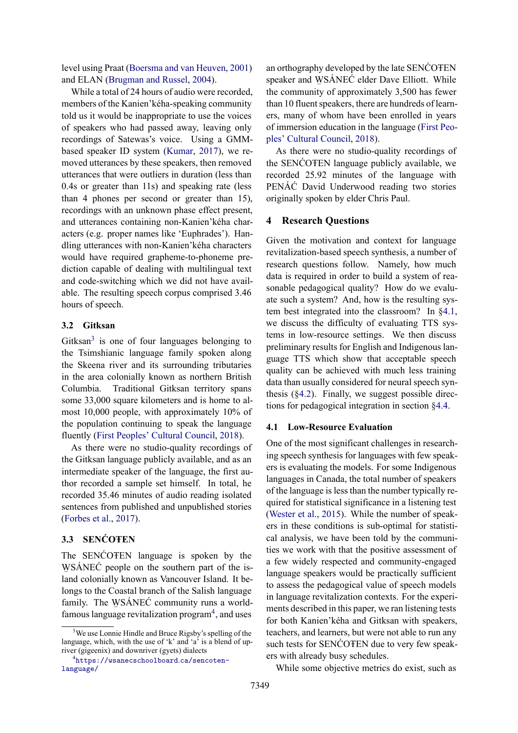level using Praat (Boersma and van Heuven, 2001) and ELAN (Brugman and Russel, 2004).

While a total of 24 hours of audio were recorded, members of the Kanien'kéha-speaking community told us it would be inappropriate to use the voices of speakers who had passed away, leaving only recordings of Satewas's voice. Using a GMM-based speaker ID system (Kumar, 2017), we removed utterances by these speakers, then removed utterances that were outliers in duration (less than 0.4s or greater than 11s) and speaking rate (less than 4 phones per second or greater than 15), recordings with an unknown phase effect present, and utterances containing non-Kanien'kéha characters (e.g. proper names like 'Euphrades'). Handling utterances with non-Kanien'kéha characters would have required grapheme-to-phoneme prediction capable of dealing with multilingual text and code-switching which we did not have available. The resulting speech corpus comprised 3.46 hours of speech.

### 3.2 Gitksan

Gitksan[3] is one of four languages belonging to the Tsimshianic language family spoken along the Skeena river and its surrounding tributaries in the area colonially known as northern British Columbia. Traditional Gitksan territory spans some 33,000 square kilometers and is home to almost 10,000 people, with approximately 10% of the population continuing to speak the language fluently (First Peoples' Cultural Council, 2018).

As there were no studio-quality recordings of the Gitksan language publicly available, and as an intermediate speaker of the language, the first author recorded a sample set himself. In total, he recorded 35.46 minutes of audio reading isolated sentences from published and unpublished stories (Forbes et al., 2017).

### 3.3 SENĆOŦEN

The SENĆOŦEN language is spoken by the W̱SÁNEĆ people on the southern part of the island colonially known as Vancouver Island. It belongs to the Coastal branch of the Salish language family. The W̱SÁNEĆ community runs a world-famous language revitalization program[4], and uses an orthography developed by the late SENĆOŦEN speaker and W̱SÁNEĆ elder Dave Elliott. While the community of approximately 3,500 has fewer than 10 fluent speakers, there are hundreds of learners, many of whom have been enrolled in years of immersion education in the language (First Peoples' Cultural Council, 2018).

As there were no studio-quality recordings of the SENĆOŦEN language publicly available, we recorded 25.92 minutes of the language with PENÁĆ David Underwood reading two stories originally spoken by elder Chris Paul.

## 4 Research Questions

Given the motivation and context for language revitalization-based speech synthesis, a number of research questions follow. Namely, how much data is required in order to build a system of reasonable pedagogical quality? How do we evaluate such a system? And, how is the resulting system best integrated into the classroom? In §4.1, we discuss the difficulty of evaluating TTS systems in low-resource settings. We then discuss preliminary results for English and Indigenous language TTS which show that acceptable speech quality can be achieved with much less training data than usually considered for neural speech synthesis (§4.2). Finally, we suggest possible directions for pedagogical integration in section §4.4.

### 4.1 Low-Resource Evaluation

One of the most significant challenges in researching speech synthesis for languages with few speakers is evaluating the models. For some Indigenous languages in Canada, the total number of speakers of the language is less than the number typically required for statistical significance in a listening test (Wester et al., 2015). While the number of speakers in these conditions is sub-optimal for statistical analysis, we have been told by the communities we work with that the positive assessment of a few widely respected and community-engaged language speakers would be practically sufficient to assess the pedagogical value of speech models in language revitalization contexts. For the experiments described in this paper, we ran listening tests for both Kanien'kéha and Gitksan with speakers, teachers, and learners, but were not able to run any such tests for SENĆOŦEN due to very few speakers with already busy schedules.

While some objective metrics do exist, such as

[3] We use Lonnie Hindle and Bruce Rigsby's spelling of the language, which, with the use of 'k' and 'a' is a blend of upriver (gigeenix) and downriver (gyets) dialects

[4] https://wsanecschoolboard.ca/sencoten-language/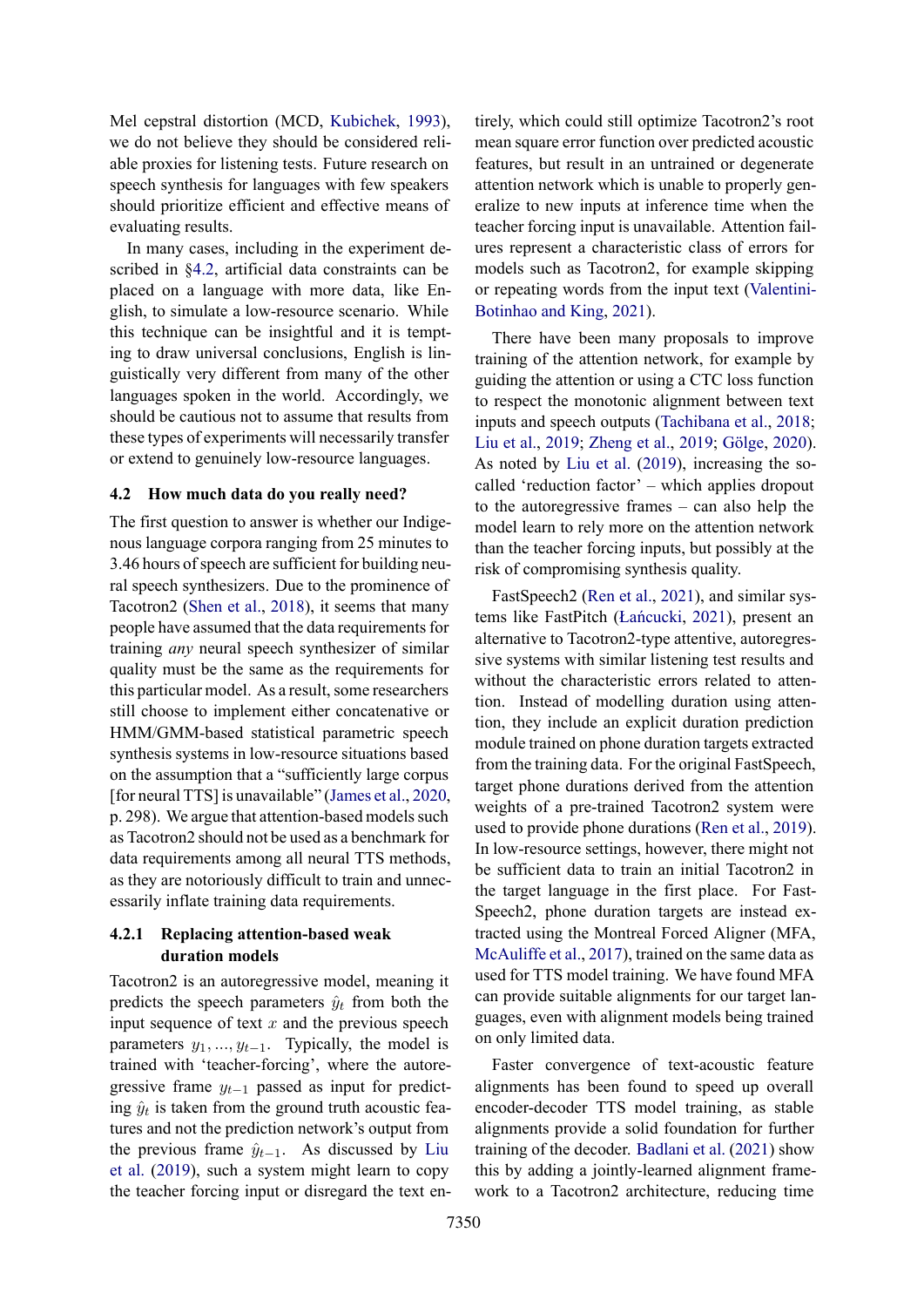Mel cepstral distortion (MCD, Kubichek, 1993), we do not believe they should be considered reliable proxies for listening tests. Future research on speech synthesis for languages with few speakers should prioritize efficient and effective means of evaluating results.

In many cases, including in the experiment described in §4.2, artificial data constraints can be placed on a language with more data, like English, to simulate a low-resource scenario. While this technique can be insightful and it is tempting to draw universal conclusions, English is linguistically very different from many of the other languages spoken in the world. Accordingly, we should be cautious not to assume that results from these types of experiments will necessarily transfer or extend to genuinely low-resource languages.

## 4.2 How much data do you really need?

The first question to answer is whether our Indigenous language corpora ranging from 25 minutes to 3.46 hours of speech are sufficient for building neural speech synthesizers. Due to the prominence of Tacotron2 (Shen et al., 2018), it seems that many people have assumed that the data requirements for training *any* neural speech synthesizer of similar quality must be the same as the requirements for this particular model. As a result, some researchers still choose to implement either concatenative or HMM/GMM-based statistical parametric speech synthesis systems in low-resource situations based on the assumption that a "sufficiently large corpus [for neural TTS] is unavailable" (James et al., 2020, p. 298). We argue that attention-based models such as Tacotron2 should not be used as a benchmark for data requirements among all neural TTS methods, as they are notoriously difficult to train and unnecessarily inflate training data requirements.

### 4.2.1 Replacing attention-based weak duration models

Tacotron2 is an autoregressive model, meaning it predicts the speech parameters $\hat{y}_t$ from both the input sequence of text $x$ and the previous speech parameters $y_1, ..., y_{t-1}$. Typically, the model is trained with 'teacher-forcing', where the autoregressive frame $y_{t-1}$ passed as input for predicting $\hat{y}_t$ is taken from the ground truth acoustic features and not the prediction network's output from the previous frame $\hat{y}_{t-1}$. As discussed by Liu et al. (2019), such a system might learn to copy the teacher forcing input or disregard the text entirely, which could still optimize Tacotron2's root mean square error function over predicted acoustic features, but result in an untrained or degenerate attention network which is unable to properly generalize to new inputs at inference time when the teacher forcing input is unavailable. Attention failures represent a characteristic class of errors for models such as Tacotron2, for example skipping or repeating words from the input text (Valentini-Botinhao and King, 2021).

There have been many proposals to improve training of the attention network, for example by guiding the attention or using a CTC loss function to respect the monotonic alignment between text inputs and speech outputs (Tachibana et al., 2018; Liu et al., 2019; Zheng et al., 2019; Gölge, 2020). As noted by Liu et al. (2019), increasing the so-called 'reduction factor' – which applies dropout to the autoregressive frames – can also help the model learn to rely more on the attention network than the teacher forcing inputs, but possibly at the risk of compromising synthesis quality.

FastSpeech2 (Ren et al., 2021), and similar systems like FastPitch (Łańcucki, 2021), present an alternative to Tacotron2-type attentive, autoregressive systems with similar listening test results and without the characteristic errors related to attention. Instead of modelling duration using attention, they include an explicit duration prediction module trained on phone duration targets extracted from the training data. For the original FastSpeech, target phone durations derived from the attention weights of a pre-trained Tacotron2 system were used to provide phone durations (Ren et al., 2019). In low-resource settings, however, there might not be sufficient data to train an initial Tacotron2 in the target language in the first place. For FastSpeech2, phone duration targets are instead extracted using the Montreal Forced Aligner (MFA, McAuliffe et al., 2017), trained on the same data as used for TTS model training. We have found MFA can provide suitable alignments for our target languages, even with alignment models being trained on only limited data.

Faster convergence of text-acoustic feature alignments has been found to speed up overall encoder-decoder TTS model training, as stable alignments provide a solid foundation for further training of the decoder. Badlani et al. (2021) show this by adding a jointly-learned alignment framework to a Tacotron2 architecture, reducing time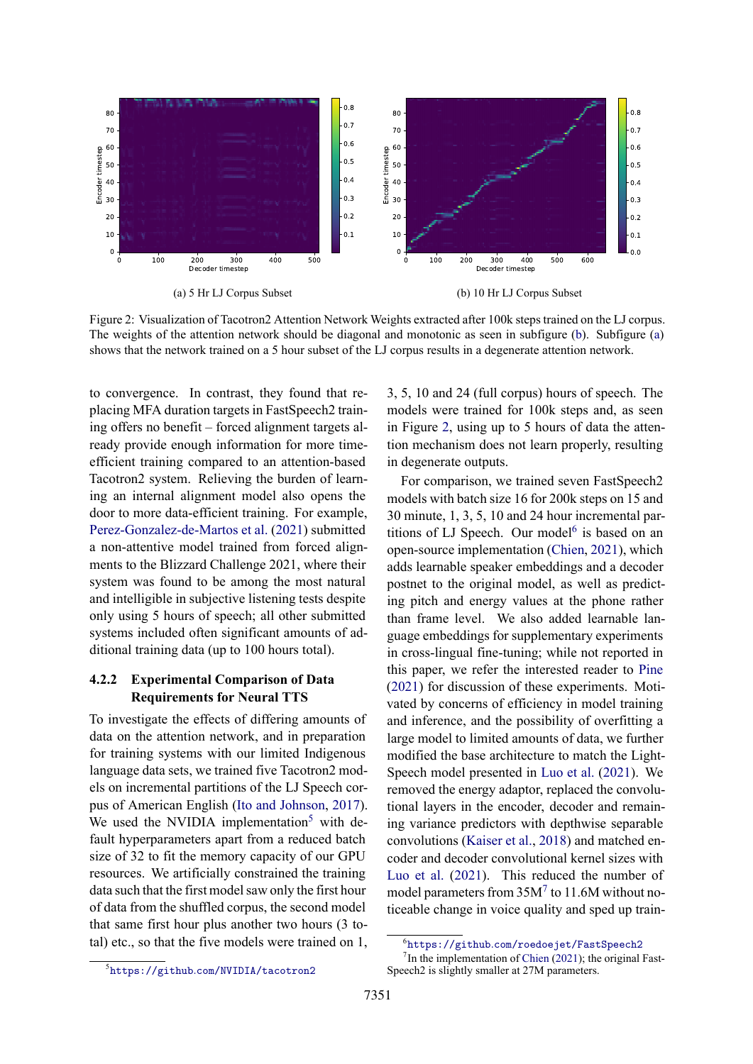(a) 5 Hr LJ Corpus Subset

(b) 10 Hr LJ Corpus Subset

Figure 2: Visualization of Tacotron2 Attention Network Weights extracted after 100k steps trained on the LJ corpus. The weights of the attention network should be diagonal and monotonic as seen in subfigure (b). Subfigure (a) shows that the network trained on a 5 hour subset of the LJ corpus results in a degenerate attention network.

to convergence. In contrast, they found that replacing MFA duration targets in FastSpeech2 training offers no benefit – forced alignment targets already provide enough information for more time-efficient training compared to an attention-based Tacotron2 system. Relieving the burden of learning an internal alignment model also opens the door to more data-efficient training. For example, Perez-Gonzalez-de-Martos et al. (2021) submitted a non-attentive model trained from forced alignments to the Blizzard Challenge 2021, where their system was found to be among the most natural and intelligible in subjective listening tests despite only using 5 hours of speech; all other submitted systems included often significant amounts of additional training data (up to 100 hours total).

#### 4.2.2 Experimental Comparison of Data Requirements for Neural TTS

To investigate the effects of differing amounts of data on the attention network, and in preparation for training systems with our limited Indigenous language data sets, we trained five Tacotron2 models on incremental partitions of the LJ Speech corpus of American English (Ito and Johnson, 2017). We used the NVIDIA implementation[5] with default hyperparameters apart from a reduced batch size of 32 to fit the memory capacity of our GPU resources. We artificially constrained the training data such that the first model saw only the first hour of data from the shuffled corpus, the second model that same first hour plus another two hours (3 total) etc., so that the five models were trained on 1, 3, 5, 10 and 24 (full corpus) hours of speech. The models were trained for 100k steps and, as seen in Figure 2, using up to 5 hours of data the attention mechanism does not learn properly, resulting in degenerate outputs.

For comparison, we trained seven FastSpeech2 models with batch size 16 for 200k steps on 15 and 30 minute, 1, 3, 5, 10 and 24 hour incremental partitions of LJ Speech. Our model[6] is based on an open-source implementation (Chien, 2021), which adds learnable speaker embeddings and a decoder postnet to the original model, as well as predicting pitch and energy values at the phone rather than frame level. We also added learnable language embeddings for supplementary experiments in cross-lingual fine-tuning; while not reported in this paper, we refer the interested reader to Pine (2021) for discussion of these experiments. Motivated by concerns of efficiency in model training and inference, and the possibility of overfitting a large model to limited amounts of data, we further modified the base architecture to match the LightSpeech model presented in Luo et al. (2021). We removed the energy adaptor, replaced the convolutional layers in the encoder, decoder and remaining variance predictors with depthwise separable convolutions (Kaiser et al., 2018) and matched encoder and decoder convolutional kernel sizes with Luo et al. (2021). This reduced the number of model parameters from 35M[7] to 11.6M without noticeable change in voice quality and sped up train-

[5] https://github.com/NVIDIA/tacotron2

[6] https://github.com/roedoejet/FastSpeech2

[7] In the implementation of Chien (2021); the original FastSpeech2 is slightly smaller at 27M parameters.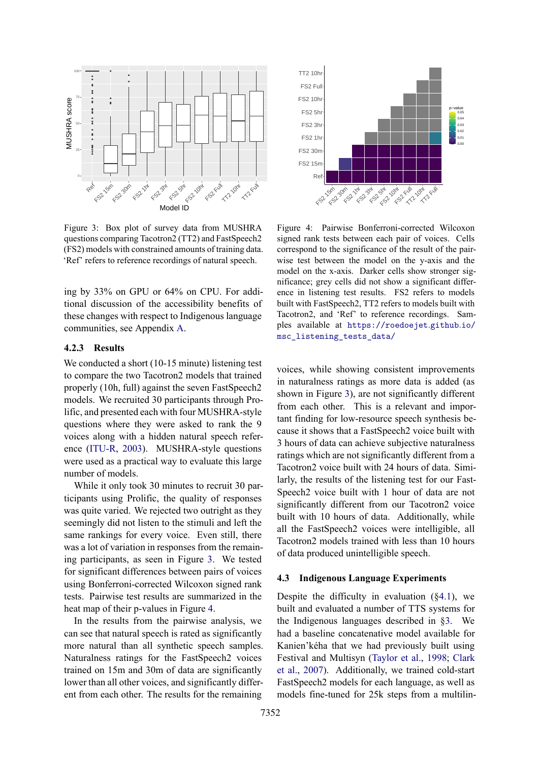Figure 3: Box plot of survey data from MUSHRA questions comparing Tacotron2 (TT2) and FastSpeech2 (FS2) models with constrained amounts of training data. 'Ref' refers to reference recordings of natural speech.

Figure 4: Pairwise Bonferroni-corrected Wilcoxon signed rank tests between each pair of voices. Cells correspond to the significance of the result of the pairwise test between the model on the y-axis and the model on the x-axis. Darker cells show stronger significance; grey cells did not show a significant difference in listening test results. FS2 refers to models built with FastSpeech2, TT2 refers to models built with Tacotron2, and 'Ref' to reference recordings. Samples available at https://roedoejet.github.io/msc_listening_tests_data/

ing by 33% on GPU or 64% on CPU. For additional discussion of the accessibility benefits of these changes with respect to Indigenous language communities, see Appendix A.

### 4.2.3 Results

We conducted a short (10-15 minute) listening test to compare the two Tacotron2 models that trained properly (10h, full) against the seven FastSpeech2 models. We recruited 30 participants through Prolific, and presented each with four MUSHRA-style questions where they were asked to rank the 9 voices along with a hidden natural speech reference (ITU-R, 2003). MUSHRA-style questions were used as a practical way to evaluate this large number of models.

While it only took 30 minutes to recruit 30 participants using Prolific, the quality of responses was quite varied. We rejected two outright as they seemingly did not listen to the stimuli and left the same rankings for every voice. Even still, there was a lot of variation in responses from the remaining participants, as seen in Figure 3. We tested for significant differences between pairs of voices using Bonferroni-corrected Wilcoxon signed rank tests. Pairwise test results are summarized in the heat map of their p-values in Figure 4.

In the results from the pairwise analysis, we can see that natural speech is rated as significantly more natural than all synthetic speech samples. Naturalness ratings for the FastSpeech2 voices trained on 15m and 30m of data are significantly lower than all other voices, and significantly different from each other. The results for the remaining voices, while showing consistent improvements in naturalness ratings as more data is added (as shown in Figure 3), are not significantly different from each other. This is a relevant and important finding for low-resource speech synthesis because it shows that a FastSpeech2 voice built with 3 hours of data can achieve subjective naturalness ratings which are not significantly different from a Tacotron2 voice built with 24 hours of data. Similarly, the results of the listening test for our FastSpeech2 voice built with 1 hour of data are not significantly different from our Tacotron2 voice built with 10 hours of data. Additionally, while all the FastSpeech2 voices were intelligible, all Tacotron2 models trained with less than 10 hours of data produced unintelligible speech.

## 4.3 Indigenous Language Experiments

Despite the difficulty in evaluation (§4.1), we built and evaluated a number of TTS systems for the Indigenous languages described in §3. We had a baseline concatenative model available for Kanien'kéha that we had previously built using Festival and Multisyn (Taylor et al., 1998; Clark et al., 2007). Additionally, we trained cold-start FastSpeech2 models for each language, as well as models fine-tuned for 25k steps from a multilin-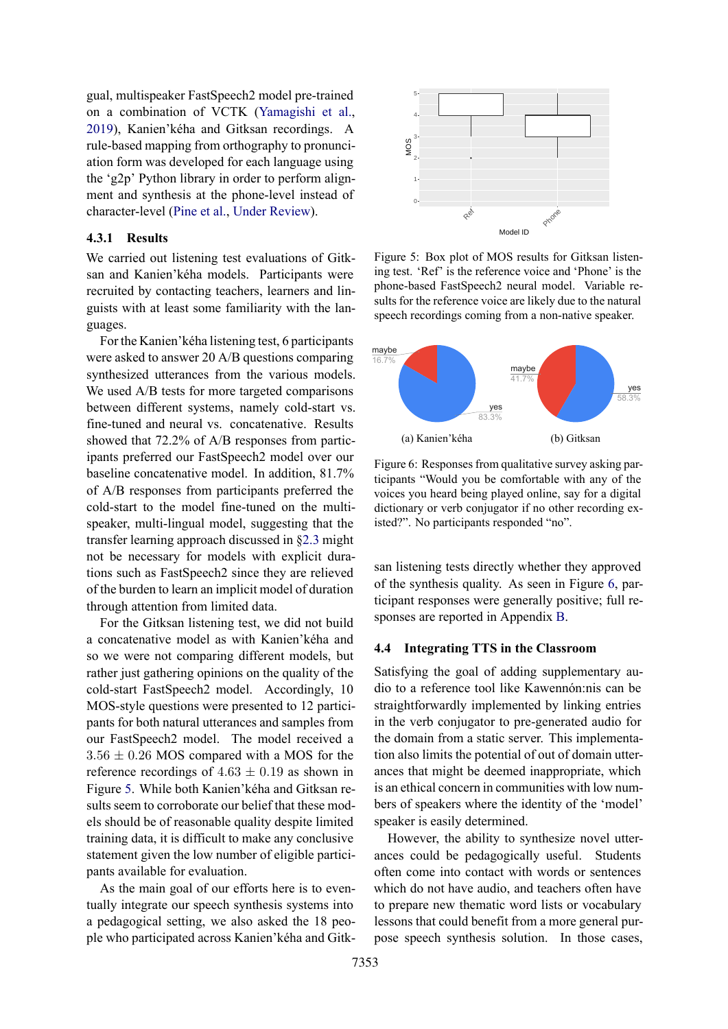gual, multispeaker FastSpeech2 model pre-trained on a combination of VCTK (Yamagishi et al., 2019), Kanien'kéha and Gitksan recordings. A rule-based mapping from orthography to pronunciation form was developed for each language using the 'g2p' Python library in order to perform alignment and synthesis at the phone-level instead of character-level (Pine et al., Under Review).

#### 4.3.1 Results

We carried out listening test evaluations of Gitksan and Kanien'kéha models. Participants were recruited by contacting teachers, learners and linguists with at least some familiarity with the languages.

For the Kanien'kéha listening test, 6 participants were asked to answer 20 A/B questions comparing synthesized utterances from the various models. We used A/B tests for more targeted comparisons between different systems, namely cold-start vs. fine-tuned and neural vs. concatenative. Results showed that 72.2% of A/B responses from participants preferred our FastSpeech2 model over our baseline concatenative model. In addition, 81.7% of A/B responses from participants preferred the cold-start to the model fine-tuned on the multispeaker, multi-lingual model, suggesting that the transfer learning approach discussed in §2.3 might not be necessary for models with explicit durations such as FastSpeech2 since they are relieved of the burden to learn an implicit model of duration through attention from limited data.

For the Gitksan listening test, we did not build a concatenative model as with Kanien'kéha and so we were not comparing different models, but rather just gathering opinions on the quality of the cold-start FastSpeech2 model. Accordingly, 10 MOS-style questions were presented to 12 participants for both natural utterances and samples from our FastSpeech2 model. The model received a $3.56 \pm 0.26$ MOS compared with a MOS for the reference recordings of $4.63 \pm 0.19$ as shown in Figure 5. While both Kanien'kéha and Gitksan results seem to corroborate our belief that these models should be of reasonable quality despite limited training data, it is difficult to make any conclusive statement given the low number of eligible participants available for evaluation.

As the main goal of our efforts here is to eventually integrate our speech synthesis systems into a pedagogical setting, we also asked the 18 people who participated across Kanien'kéha and Gitksan listening tests directly whether they approved of the synthesis quality. As seen in Figure 6, participant responses were generally positive; full responses are reported in Appendix B.

Figure 5: Box plot of MOS results for Gitksan listening test. 'Ref' is the reference voice and 'Phone' is the phone-based FastSpeech2 neural model. Variable results for the reference voice are likely due to the natural speech recordings coming from a non-native speaker.

(a) Kanien'kéha (b) Gitksan

Figure 6: Responses from qualitative survey asking participants "Would you be comfortable with any of the voices you heard being played online, say for a digital dictionary or verb conjugator if no other recording existed?". No participants responded "no".

### 4.4 Integrating TTS in the Classroom

Satisfying the goal of adding supplementary audio to a reference tool like Kawennón:nis can be straightforwardly implemented by linking entries in the verb conjugator to pre-generated audio for the domain from a static server. This implementation also limits the potential of out of domain utterances that might be deemed inappropriate, which is an ethical concern in communities with low numbers of speakers where the identity of the 'model' speaker is easily determined.

However, the ability to synthesize novel utterances could be pedagogically useful. Students often come into contact with words or sentences which do not have audio, and teachers often have to prepare new thematic word lists or vocabulary lessons that could benefit from a more general purpose speech synthesis solution. In those cases,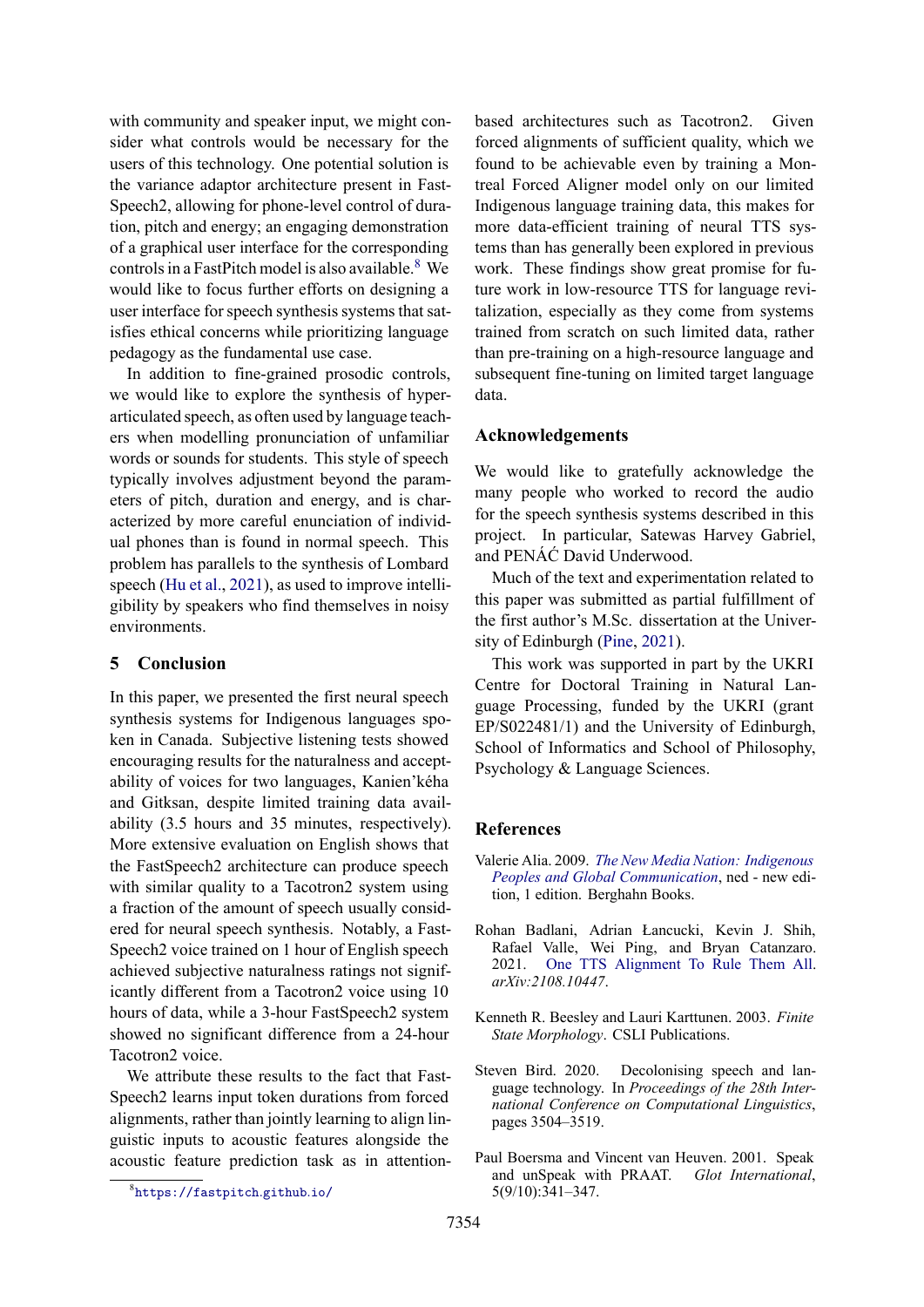with community and speaker input, we might consider what controls would be necessary for the users of this technology. One potential solution is the variance adaptor architecture present in FastSpeech2, allowing for phone-level control of duration, pitch and energy; an engaging demonstration of a graphical user interface for the corresponding controls in a FastPitch model is also available.[8] We would like to focus further efforts on designing a user interface for speech synthesis systems that satisfies ethical concerns while prioritizing language pedagogy as the fundamental use case.

In addition to fine-grained prosodic controls, we would like to explore the synthesis of hyper-articulated speech, as often used by language teachers when modelling pronunciation of unfamiliar words or sounds for students. This style of speech typically involves adjustment beyond the parameters of pitch, duration and energy, and is characterized by more careful enunciation of individual phones than is found in normal speech. This problem has parallels to the synthesis of Lombard speech (Hu et al., 2021), as used to improve intelligibility by speakers who find themselves in noisy environments.

## 5 Conclusion

In this paper, we presented the first neural speech synthesis systems for Indigenous languages spoken in Canada. Subjective listening tests showed encouraging results for the naturalness and acceptability of voices for two languages, Kanien'kéha and Gitksan, despite limited training data availability (3.5 hours and 35 minutes, respectively). More extensive evaluation on English shows that the FastSpeech2 architecture can produce speech with similar quality to a Tacotron2 system using a fraction of the amount of speech usually considered for neural speech synthesis. Notably, a FastSpeech2 voice trained on 1 hour of English speech achieved subjective naturalness ratings not significantly different from a Tacotron2 voice using 10 hours of data, while a 3-hour FastSpeech2 system showed no significant difference from a 24-hour Tacotron2 voice.

We attribute these results to the fact that FastSpeech2 learns input token durations from forced alignments, rather than jointly learning to align linguistic inputs to acoustic features alongside the acoustic feature prediction task as in attention-based architectures such as Tacotron2. Given forced alignments of sufficient quality, which we found to be achievable even by training a Montreal Forced Aligner model only on our limited Indigenous language training data, this makes for more data-efficient training of neural TTS systems than has generally been explored in previous work. These findings show great promise for future work in low-resource TTS for language revitalization, especially as they come from systems trained from scratch on such limited data, rather than pre-training on a high-resource language and subsequent fine-tuning on limited target language data.

[8] https://fastpitch.github.io/

## Acknowledgements

We would like to gratefully acknowledge the many people who worked to record the audio for the speech synthesis systems described in this project. In particular, Satewas Harvey Gabriel, and PENÁĆ David Underwood.

Much of the text and experimentation related to this paper was submitted as partial fulfillment of the first author's M.Sc. dissertation at the University of Edinburgh (Pine, 2021).

This work was supported in part by the UKRI Centre for Doctoral Training in Natural Language Processing, funded by the UKRI (grant EP/S022481/1) and the University of Edinburgh, School of Informatics and School of Philosophy, Psychology & Language Sciences.

## References

Valerie Alia. 2009. *The New Media Nation: Indigenous Peoples and Global Communication*, ned - new edition, 1 edition. Berghahn Books.

Rohan Badlani, Adrian Łancucki, Kevin J. Shih, Rafael Valle, Wei Ping, and Bryan Catanzaro. 2021. One TTS Alignment To Rule Them All. *arXiv:2108.10447*.

Kenneth R. Beesley and Lauri Karttunen. 2003. *Finite State Morphology*. CSLI Publications.

Steven Bird. 2020. Decolonising speech and language technology. In *Proceedings of the 28th International Conference on Computational Linguistics*, pages 3504–3519.

Paul Boersma and Vincent van Heuven. 2001. Speak and unSpeak with PRAAT. *Glot International*, 5(9/10):341–347.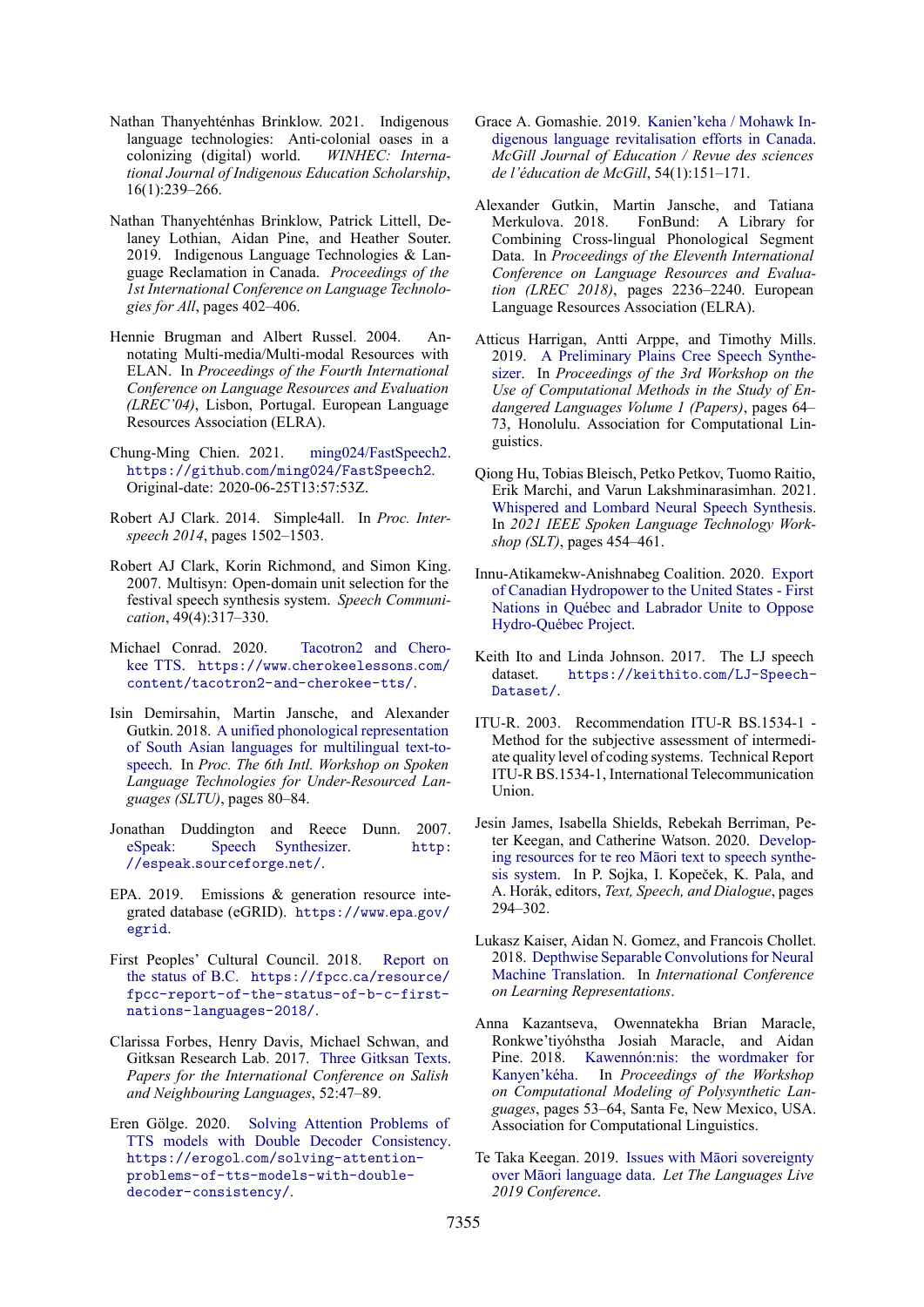Nathan Thanyehténhas Brinklow. 2021. Indigenous language technologies: Anti-colonial oases in a colonizing (digital) world. *WINHEC: International Journal of Indigenous Education Scholarship*, 16(1):239–266.

Nathan Thanyehténhas Brinklow, Patrick Littell, Delaney Lothian, Aidan Pine, and Heather Souter. 2019. Indigenous Language Technologies & Language Reclamation in Canada. *Proceedings of the 1st International Conference on Language Technologies for All*, pages 402–406.

Hennie Brugman and Albert Russel. 2004. Annotating Multi-media/Multi-modal Resources with ELAN. In *Proceedings of the Fourth International Conference on Language Resources and Evaluation (LREC'04)*, Lisbon, Portugal. European Language Resources Association (ELRA).

Chung-Ming Chien. 2021. ming024/FastSpeech2. `https://github.com/ming024/FastSpeech2`. Original-date: 2020-06-25T13:57:53Z.

Robert AJ Clark. 2014. Simple4all. In *Proc. Interspeech 2014*, pages 1502–1503.

Robert AJ Clark, Korin Richmond, and Simon King. 2007. Multisyn: Open-domain unit selection for the festival speech synthesis system. *Speech Communication*, 49(4):317–330.

Michael Conrad. 2020. Tacotron2 and Cherokee TTS. `https://www.cherokeelessons.com/content/tacotron2-and-cherokee-tts/`.

Isin Demirsahin, Martin Jansche, and Alexander Gutkin. 2018. A unified phonological representation of South Asian languages for multilingual text-to-speech. In *Proc. The 6th Intl. Workshop on Spoken Language Technologies for Under-Resourced Languages (SLTU)*, pages 80–84.

Jonathan Duddington and Reece Dunn. 2007. eSpeak: Speech Synthesizer. `http://espeak.sourceforge.net/`.

EPA. 2019. Emissions & generation resource integrated database (eGRID). `https://www.epa.gov/egrid`.

First Peoples' Cultural Council. 2018. Report on the status of B.C. `https://fpcc.ca/resource/fpcc-report-of-the-status-of-b-c-first-nations-languages-2018/`.

Clarissa Forbes, Henry Davis, Michael Schwan, and Gitksan Research Lab. 2017. Three Gitksan Texts. *Papers for the International Conference on Salish and Neighbouring Languages*, 52:47–89.

Eren Gölge. 2020. Solving Attention Problems of TTS models with Double Decoder Consistency. `https://erogol.com/solving-attention-problems-of-tts-models-with-double-decoder-consistency/`.

Grace A. Gomashie. 2019. Kanien'keha / Mohawk Indigenous language revitalisation efforts in Canada. *McGill Journal of Education / Revue des sciences de l'éducation de McGill*, 54(1):151–171.

Alexander Gutkin, Martin Jansche, and Tatiana Merkulova. 2018. FonBund: A Library for Combining Cross-lingual Phonological Segment Data. In *Proceedings of the Eleventh International Conference on Language Resources and Evaluation (LREC 2018)*, pages 2236–2240. European Language Resources Association (ELRA).

Atticus Harrigan, Antti Arppe, and Timothy Mills. 2019. A Preliminary Plains Cree Speech Synthesizer. In *Proceedings of the 3rd Workshop on the Use of Computational Methods in the Study of Endangered Languages Volume 1 (Papers)*, pages 64–73, Honolulu. Association for Computational Linguistics.

Qiong Hu, Tobias Bleisch, Petko Petkov, Tuomo Raitio, Erik Marchi, and Varun Lakshminarasimhan. 2021. Whispered and Lombard Neural Speech Synthesis. In *2021 IEEE Spoken Language Technology Workshop (SLT)*, pages 454–461.

Innu-Atikamekw-Anishnabeg Coalition. 2020. Export of Canadian Hydropower to the United States - First Nations in Québec and Labrador Unite to Oppose Hydro-Québec Project.

Keith Ito and Linda Johnson. 2017. The LJ speech dataset. `https://keithito.com/LJ-Speech-Dataset/`.

ITU-R. 2003. Recommendation ITU-R BS.1534-1 - Method for the subjective assessment of intermediate quality level of coding systems. Technical Report ITU-R BS.1534-1, International Telecommunication Union.

Jesin James, Isabella Shields, Rebekah Berriman, Peter Keegan, and Catherine Watson. 2020. Developing resources for te reo Māori text to speech synthesis system. In P. Sojka, I. Kopeček, K. Pala, and A. Horák, editors, *Text, Speech, and Dialogue*, pages 294–302.

Lukasz Kaiser, Aidan N. Gomez, and Francois Chollet. 2018. Depthwise Separable Convolutions for Neural Machine Translation. In *International Conference on Learning Representations*.

Anna Kazantseva, Owennatekha Brian Maracle, Ronkwe'tiyóhstha Josiah Maracle, and Aidan Pine. 2018. Kawennón:nis: the wordmaker for Kanyen'kéha. In *Proceedings of the Workshop on Computational Modeling of Polysynthetic Languages*, pages 53–64, Santa Fe, New Mexico, USA. Association for Computational Linguistics.

Te Taka Keegan. 2019. Issues with Māori sovereignty over Māori language data. *Let The Languages Live 2019 Conference*.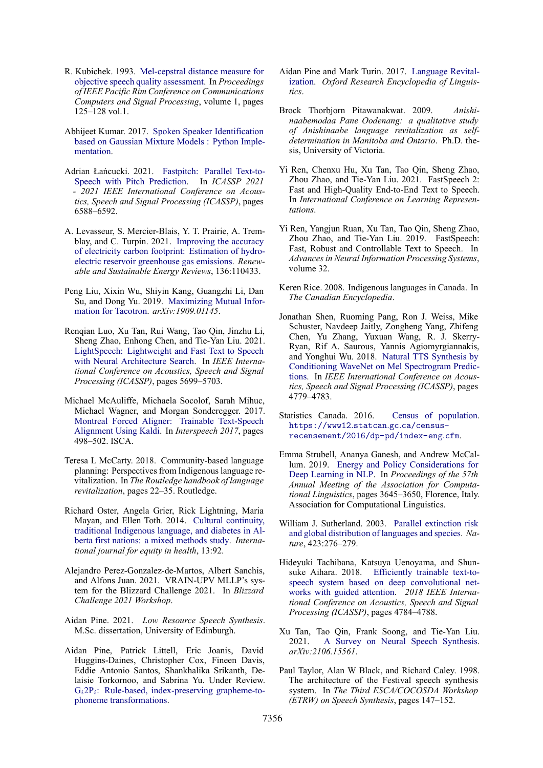R. Kubichek. 1993. Mel-cepstral distance measure for objective speech quality assessment. In *Proceedings of IEEE Pacific Rim Conference on Communications Computers and Signal Processing*, volume 1, pages 125–128 vol.1.

Abhijeet Kumar. 2017. Spoken Speaker Identification based on Gaussian Mixture Models : Python Implementation.

Adrian Łańcucki. 2021. Fastpitch: Parallel Text-to-Speech with Pitch Prediction. In *ICASSP 2021 - 2021 IEEE International Conference on Acoustics, Speech and Signal Processing (ICASSP)*, pages 6588–6592.

A. Levasseur, S. Mercier-Blais, Y. T. Prairie, A. Tremblay, and C. Turpin. 2021. Improving the accuracy of electricity carbon footprint: Estimation of hydroelectric reservoir greenhouse gas emissions. *Renewable and Sustainable Energy Reviews*, 136:110433.

Peng Liu, Xixin Wu, Shiyin Kang, Guangzhi Li, Dan Su, and Dong Yu. 2019. Maximizing Mutual Information for Tacotron. *arXiv:1909.01145*.

Renqian Luo, Xu Tan, Rui Wang, Tao Qin, Jinzhu Li, Sheng Zhao, Enhong Chen, and Tie-Yan Liu. 2021. LightSpeech: Lightweight and Fast Text to Speech with Neural Architecture Search. In *IEEE International Conference on Acoustics, Speech and Signal Processing (ICASSP)*, pages 5699–5703.

Michael McAuliffe, Michaela Socolof, Sarah Mihuc, Michael Wagner, and Morgan Sonderegger. 2017. Montreal Forced Aligner: Trainable Text-Speech Alignment Using Kaldi. In *Interspeech 2017*, pages 498–502. ISCA.

Teresa L McCarty. 2018. Community-based language planning: Perspectives from Indigenous language revitalization. In *The Routledge handbook of language revitalization*, pages 22–35. Routledge.

Richard Oster, Angela Grier, Rick Lightning, Maria Mayan, and Ellen Toth. 2014. Cultural continuity, traditional Indigenous language, and diabetes in Alberta first nations: a mixed methods study. *International journal for equity in health*, 13:92.

Alejandro Perez-Gonzalez-de-Martos, Albert Sanchis, and Alfons Juan. 2021. VRAIN-UPV MLLP's system for the Blizzard Challenge 2021. In *Blizzard Challenge 2021 Workshop*.

Aidan Pine. 2021. *Low Resource Speech Synthesis*. M.Sc. dissertation, University of Edinburgh.

Aidan Pine, Patrick Littell, Eric Joanis, David Huggins-Daines, Christopher Cox, Fineen Davis, Eddie Antonio Santos, Shankhalika Srikanth, Delaisie Torkornoo, and Sabrina Yu. Under Review. $G_i2P_i$: Rule-based, index-preserving grapheme-to-phoneme transformations.

Aidan Pine and Mark Turin. 2017. Language Revitalization. *Oxford Research Encyclopedia of Linguistics*.

Brock Thorbjorn Pitawanakwat. 2009. *Anishinaabemodaa Pane Oodenang: a qualitative study of Anishinaabe language revitalization as self-determination in Manitoba and Ontario*. Ph.D. thesis, University of Victoria.

Yi Ren, Chenxu Hu, Xu Tan, Tao Qin, Sheng Zhao, Zhou Zhao, and Tie-Yan Liu. 2021. FastSpeech 2: Fast and High-Quality End-to-End Text to Speech. In *International Conference on Learning Representations*.

Yi Ren, Yangjun Ruan, Xu Tan, Tao Qin, Sheng Zhao, Zhou Zhao, and Tie-Yan Liu. 2019. FastSpeech: Fast, Robust and Controllable Text to Speech. In *Advances in Neural Information Processing Systems*, volume 32.

Keren Rice. 2008. Indigenous languages in Canada. In *The Canadian Encyclopedia*.

Jonathan Shen, Ruoming Pang, Ron J. Weiss, Mike Schuster, Navdeep Jaitly, Zongheng Yang, Zhifeng Chen, Yu Zhang, Yuxuan Wang, R. J. Skerry-Ryan, Rif A. Saurous, Yannis Agiomyrgiannakis, and Yonghui Wu. 2018. Natural TTS Synthesis by Conditioning WaveNet on Mel Spectrogram Predictions. In *IEEE International Conference on Acoustics, Speech and Signal Processing (ICASSP)*, pages 4779–4783.

Statistics Canada. 2016. Census of population. `https://www12.statcan.gc.ca/census-recensement/2016/dp-pd/index-eng.cfm`.

Emma Strubell, Ananya Ganesh, and Andrew McCallum. 2019. Energy and Policy Considerations for Deep Learning in NLP. In *Proceedings of the 57th Annual Meeting of the Association for Computational Linguistics*, pages 3645–3650, Florence, Italy. Association for Computational Linguistics.

William J. Sutherland. 2003. Parallel extinction risk and global distribution of languages and species. *Nature*, 423:276–279.

Hideyuki Tachibana, Katsuya Uenoyama, and Shunsuke Aihara. 2018. Efficiently trainable text-to-speech system based on deep convolutional networks with guided attention. *2018 IEEE International Conference on Acoustics, Speech and Signal Processing (ICASSP)*, pages 4784–4788.

Xu Tan, Tao Qin, Frank Soong, and Tie-Yan Liu. 2021. A Survey on Neural Speech Synthesis. *arXiv:2106.15561*.

Paul Taylor, Alan W Black, and Richard Caley. 1998. The architecture of the Festival speech synthesis system. In *The Third ESCA/COCOSDA Workshop (ETRW) on Speech Synthesis*, pages 147–152.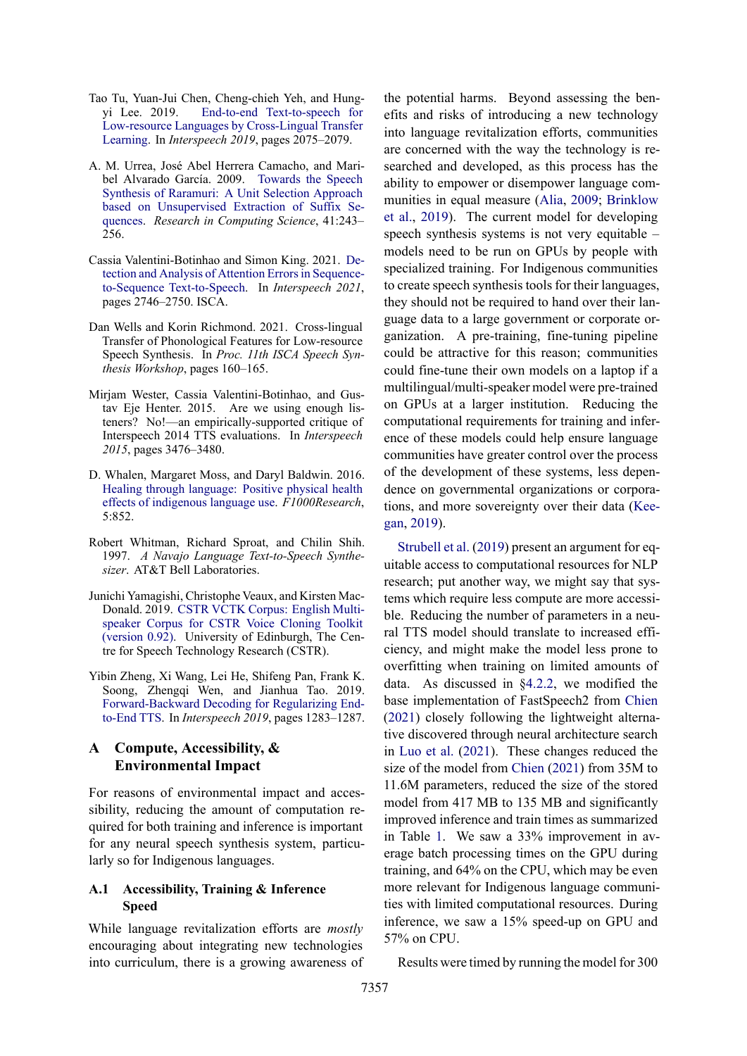Tao Tu, Yuan-Jui Chen, Cheng-chieh Yeh, and Hung-yi Lee. 2019. End-to-end Text-to-speech for Low-resource Languages by Cross-Lingual Transfer Learning. In *Interspeech 2019*, pages 2075–2079.

A. M. Urrea, José Abel Herrera Camacho, and Maribel Alvarado García. 2009. Towards the Speech Synthesis of Raramuri: A Unit Selection Approach based on Unsupervised Extraction of Suffix Sequences. *Research in Computing Science*, 41:243–256.

Cassia Valentini-Botinhao and Simon King. 2021. Detection and Analysis of Attention Errors in Sequence-to-Sequence Text-to-Speech. In *Interspeech 2021*, pages 2746–2750. ISCA.

Dan Wells and Korin Richmond. 2021. Cross-lingual Transfer of Phonological Features for Low-resource Speech Synthesis. In *Proc. 11th ISCA Speech Synthesis Workshop*, pages 160–165.

Mirjam Wester, Cassia Valentini-Botinhao, and Gustav Eje Henter. 2015. Are we using enough listeners? No!—an empirically-supported critique of Interspeech 2014 TTS evaluations. In *Interspeech 2015*, pages 3476–3480.

D. Whalen, Margaret Moss, and Daryl Baldwin. 2016. Healing through language: Positive physical health effects of indigenous language use. *F1000Research*, 5:852.

Robert Whitman, Richard Sproat, and Chilin Shih. 1997. *A Navajo Language Text-to-Speech Synthesizer*. AT&T Bell Laboratories.

Junichi Yamagishi, Christophe Veaux, and Kirsten MacDonald. 2019. CSTR VCTK Corpus: English Multi-speaker Corpus for CSTR Voice Cloning Toolkit (version 0.92). University of Edinburgh, The Centre for Speech Technology Research (CSTR).

Yibin Zheng, Xi Wang, Lei He, Shifeng Pan, Frank K. Soong, Zhengqi Wen, and Jianhua Tao. 2019. Forward-Backward Decoding for Regularizing End-to-End TTS. In *Interspeech 2019*, pages 1283–1287.

# A Compute, Accessibility, & Environmental Impact

For reasons of environmental impact and accessibility, reducing the amount of computation required for both training and inference is important for any neural speech synthesis system, particularly so for Indigenous languages.

## A.1 Accessibility, Training & Inference Speed

While language revitalization efforts are *mostly* encouraging about integrating new technologies into curriculum, there is a growing awareness of the potential harms. Beyond assessing the benefits and risks of introducing a new technology into language revitalization efforts, communities are concerned with the way the technology is researched and developed, as this process has the ability to empower or disempower language communities in equal measure (Alia, 2009; Brinklow et al., 2019). The current model for developing speech synthesis systems is not very equitable – models need to be run on GPUs by people with specialized training. For Indigenous communities to create speech synthesis tools for their languages, they should not be required to hand over their language data to a large government or corporate organization. A pre-training, fine-tuning pipeline could be attractive for this reason; communities could fine-tune their own models on a laptop if a multilingual/multi-speaker model were pre-trained on GPUs at a larger institution. Reducing the computational requirements for training and inference of these models could help ensure language communities have greater control over the process of the development of these systems, less dependence on governmental organizations or corporations, and more sovereignty over their data (Keegan, 2019).

Strubell et al. (2019) present an argument for equitable access to computational resources for NLP research; put another way, we might say that systems which require less compute are more accessible. Reducing the number of parameters in a neural TTS model should translate to increased efficiency, and might make the model less prone to overfitting when training on limited amounts of data. As discussed in §4.2.2, we modified the base implementation of FastSpeech2 from Chien (2021) closely following the lightweight alternative discovered through neural architecture search in Luo et al. (2021). These changes reduced the size of the model from Chien (2021) from 35M to 11.6M parameters, reduced the size of the stored model from 417 MB to 135 MB and significantly improved inference and train times as summarized in Table 1. We saw a 33% improvement in average batch processing times on the GPU during training, and 64% on the CPU, which may be even more relevant for Indigenous language communities with limited computational resources. During inference, we saw a 15% speed-up on GPU and 57% on CPU.

Results were timed by running the model for 300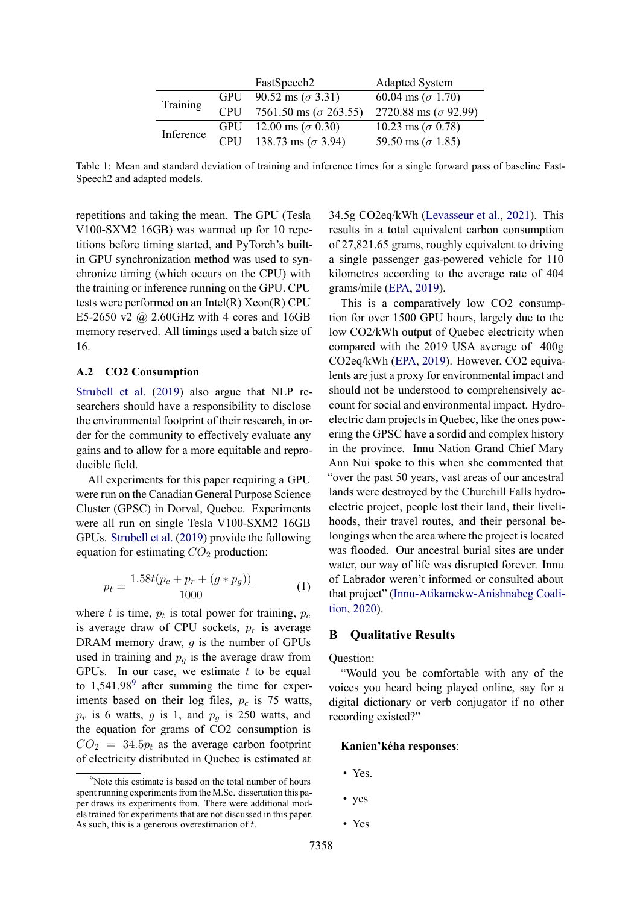| | | FastSpeech2 | Adapted System |
|---|---|---|---|
| Training | GPU | 90.52 ms ($\sigma$ 3.31) | 60.04 ms ($\sigma$ 1.70) |
| | CPU | 7561.50 ms ($\sigma$ 263.55) | 2720.88 ms ($\sigma$ 92.99) |
| Inference | GPU | 12.00 ms ($\sigma$ 0.30) | 10.23 ms ($\sigma$ 0.78) |
| | CPU | 138.73 ms ($\sigma$ 3.94) | 59.50 ms ($\sigma$ 1.85) |

Table 1: Mean and standard deviation of training and inference times for a single forward pass of baseline FastSpeech2 and adapted models.

repetitions and taking the mean. The GPU (Tesla V100-SXM2 16GB) was warmed up for 10 repetitions before timing started, and PyTorch's built-in GPU synchronization method was used to synchronize timing (which occurs on the CPU) with the training or inference running on the GPU. CPU tests were performed on an Intel(R) Xeon(R) CPU E5-2650 v2 @ 2.60GHz with 4 cores and 16GB memory reserved. All timings used a batch size of 16.

### A.2 CO2 Consumption

Strubell et al. (2019) also argue that NLP researchers should have a responsibility to disclose the environmental footprint of their research, in order for the community to effectively evaluate any gains and to allow for a more equitable and reproducible field.

All experiments for this paper requiring a GPU were run on the Canadian General Purpose Science Cluster (GPSC) in Dorval, Quebec. Experiments were all run on single Tesla V100-SXM2 16GB GPUs. Strubell et al. (2019) provide the following equation for estimating $CO_2$ production:

$$p_t = \frac{1.58t(p_c + p_r + (g * p_g))}{1000} \quad (1)$$

where $t$ is time, $p_t$ is total power for training, $p_c$ is average draw of CPU sockets, $p_r$ is average DRAM memory draw, $g$ is the number of GPUs used in training and $p_g$ is the average draw from GPUs. In our case, we estimate $t$ to be equal to 1,541.98[9] after summing the time for experiments based on their log files, $p_c$ is 75 watts, $p_r$ is 6 watts, $g$ is 1, and $p_g$ is 250 watts, and the equation for grams of CO2 consumption is $CO_2 = 34.5p_t$ as the average carbon footprint of electricity distributed in Quebec is estimated at 34.5g CO2eq/kWh (Levasseur et al., 2021). This results in a total equivalent carbon consumption of 27,821.65 grams, roughly equivalent to driving a single passenger gas-powered vehicle for 110 kilometres according to the average rate of 404 grams/mile (EPA, 2019).

This is a comparatively low CO2 consumption for over 1500 GPU hours, largely due to the low CO2/kWh output of Quebec electricity when compared with the 2019 USA average of 400g CO2eq/kWh (EPA, 2019). However, CO2 equivalents are just a proxy for environmental impact and should not be understood to comprehensively account for social and environmental impact. Hydroelectric dam projects in Quebec, like the ones powering the GPSC have a sordid and complex history in the province. Innu Nation Grand Chief Mary Ann Nui spoke to this when she commented that "over the past 50 years, vast areas of our ancestral lands were destroyed by the Churchill Falls hydroelectric project, people lost their land, their livelihoods, their travel routes, and their personal belongings when the area where the project is located was flooded. Our ancestral burial sites are under water, our way of life was disrupted forever. Innu of Labrador weren't informed or consulted about that project" (Innu-Atikamekw-Anishnabeg Coalition, 2020).

[9] Note this estimate is based on the total number of hours spent running experiments from the M.Sc. dissertation this paper draws its experiments from. There were additional models trained for experiments that are not discussed in this paper. As such, this is a generous overestimation of $t$.

## B Qualitative Results

Question:

"Would you be comfortable with any of the voices you heard being played online, say for a digital dictionary or verb conjugator if no other recording existed?"

**Kanien'kéha responses**:

- Yes.
- yes
- Yes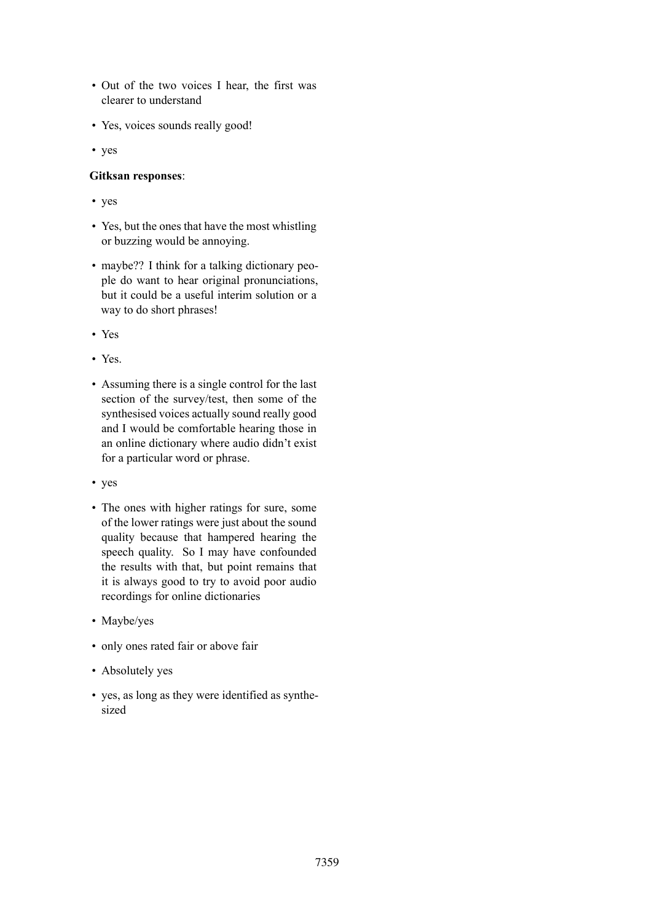- Out of the two voices I hear, the first was clearer to understand
- Yes, voices sounds really good!
- yes

**Gitksan responses**:

- yes
- Yes, but the ones that have the most whistling or buzzing would be annoying.
- maybe?? I think for a talking dictionary people do want to hear original pronunciations, but it could be a useful interim solution or a way to do short phrases!
- Yes
- Yes.
- Assuming there is a single control for the last section of the survey/test, then some of the synthesised voices actually sound really good and I would be comfortable hearing those in an online dictionary where audio didn't exist for a particular word or phrase.
- yes
- The ones with higher ratings for sure, some of the lower ratings were just about the sound quality because that hampered hearing the speech quality. So I may have confounded the results with that, but point remains that it is always good to try to avoid poor audio recordings for online dictionaries
- Maybe/yes
- only ones rated fair or above fair
- Absolutely yes
- yes, as long as they were identified as synthesized